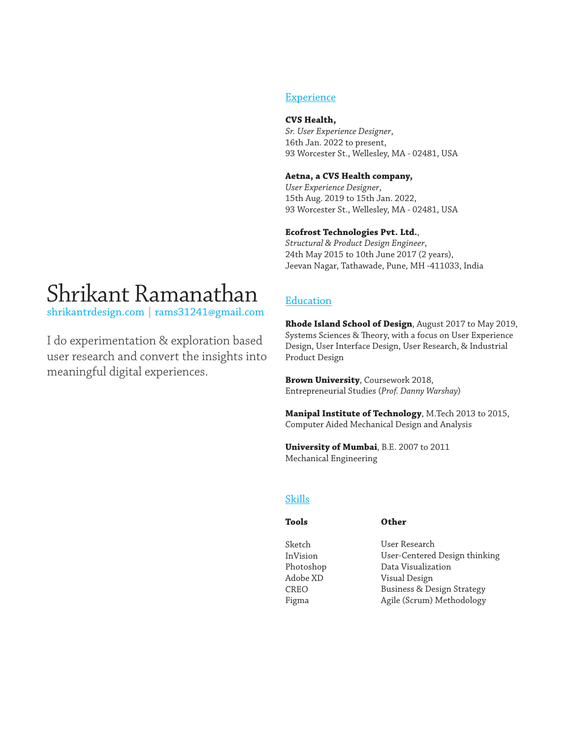# Shrikant Ramanathan

shrikantrdesign.com | rams31241@gmail.com

I do experimentation & exploration based user research and convert the insights into meaningful digital experiences.

## Experience

**CVS Health,**
*Sr. User Experience Designer*,
16th Jan. 2022 to present,
93 Worcester St., Wellesley, MA - 02481, USA

**Aetna, a CVS Health company,**
*User Experience Designer*,
15th Aug. 2019 to 15th Jan. 2022,
93 Worcester St., Wellesley, MA - 02481, USA

**Ecofrost Technologies Pvt. Ltd.**,
*Structural & Product Design Engineer*,
24th May 2015 to 10th June 2017 (2 years),
Jeevan Nagar, Tathawade, Pune, MH -411033, India

## Education

**Rhode Island School of Design**, August 2017 to May 2019,
Systems Sciences & Theory, with a focus on User Experience Design, User Interface Design, User Research, & Industrial Product Design

**Brown University**, Coursework 2018,
Entrepreneurial Studies (*Prof. Danny Warshay*)

**Manipal Institute of Technology**, M.Tech 2013 to 2015,
Computer Aided Mechanical Design and Analysis

**University of Mumbai**, B.E. 2007 to 2011
Mechanical Engineering

## Skills

| Tools | Other |
|---|---|
| Sketch | User Research |
| InVision | User-Centered Design thinking |
| Photoshop | Data Visualization |
| Adobe XD | Visual Design |
| CREO | Business & Design Strategy |
| Figma | Agile (Scrum) Methodology |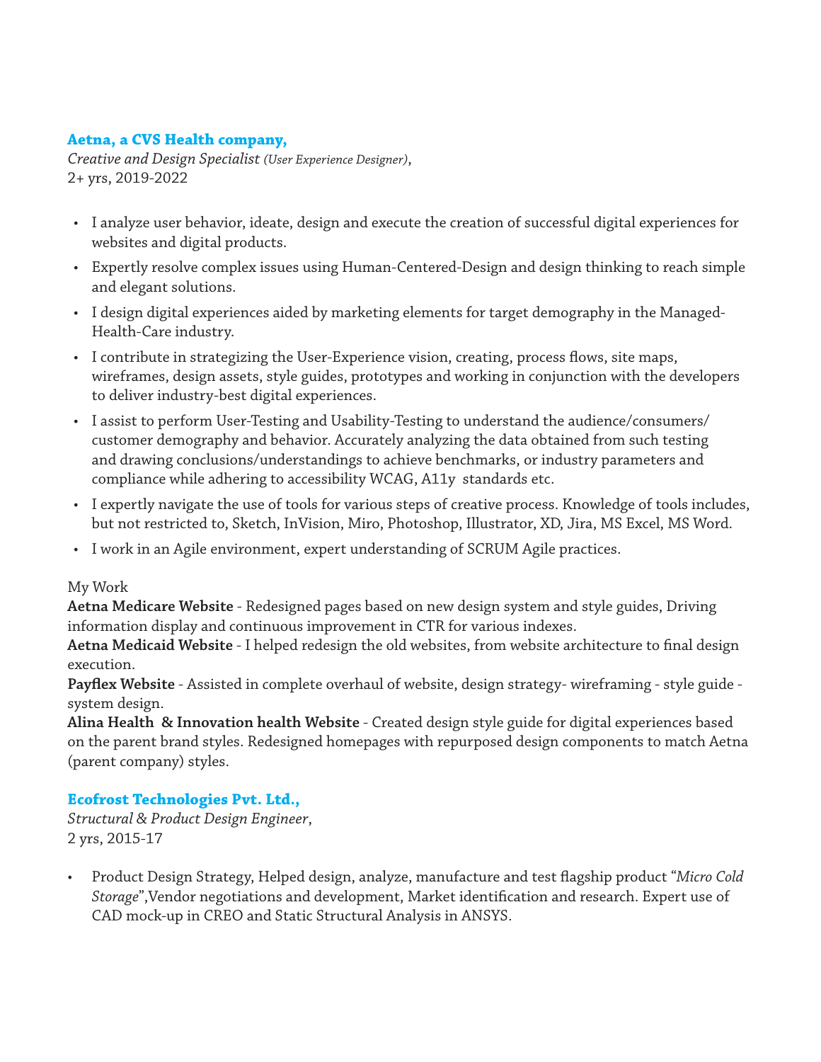**Aetna, a CVS Health company,**
*Creative and Design Specialist (User Experience Designer)*,
2+ yrs, 2019-2022

- I analyze user behavior, ideate, design and execute the creation of successful digital experiences for websites and digital products.
- Expertly resolve complex issues using Human-Centered-Design and design thinking to reach simple and elegant solutions.
- I design digital experiences aided by marketing elements for target demography in the Managed-Health-Care industry.
- I contribute in strategizing the User-Experience vision, creating, process flows, site maps, wireframes, design assets, style guides, prototypes and working in conjunction with the developers to deliver industry-best digital experiences.
- I assist to perform User-Testing and Usability-Testing to understand the audience/consumers/customer demography and behavior. Accurately analyzing the data obtained from such testing and drawing conclusions/understandings to achieve benchmarks, or industry parameters and compliance while adhering to accessibility WCAG, A11y standards etc.
- I expertly navigate the use of tools for various steps of creative process. Knowledge of tools includes, but not restricted to, Sketch, InVision, Miro, Photoshop, Illustrator, XD, Jira, MS Excel, MS Word.
- I work in an Agile environment, expert understanding of SCRUM Agile practices.

My Work
**Aetna Medicare Website** - Redesigned pages based on new design system and style guides, Driving information display and continuous improvement in CTR for various indexes.
**Aetna Medicaid Website** - I helped redesign the old websites, from website architecture to final design execution.
**Payflex Website** - Assisted in complete overhaul of website, design strategy- wireframing - style guide - system design.
**Alina Health & Innovation health Website** - Created design style guide for digital experiences based on the parent brand styles. Redesigned homepages with repurposed design components to match Aetna (parent company) styles.

**Ecofrost Technologies Pvt. Ltd.,**
*Structural & Product Design Engineer*,
2 yrs, 2015-17

- Product Design Strategy, Helped design, analyze, manufacture and test flagship product "*Micro Cold Storage*",Vendor negotiations and development, Market identification and research. Expert use of CAD mock-up in CREO and Static Structural Analysis in ANSYS.